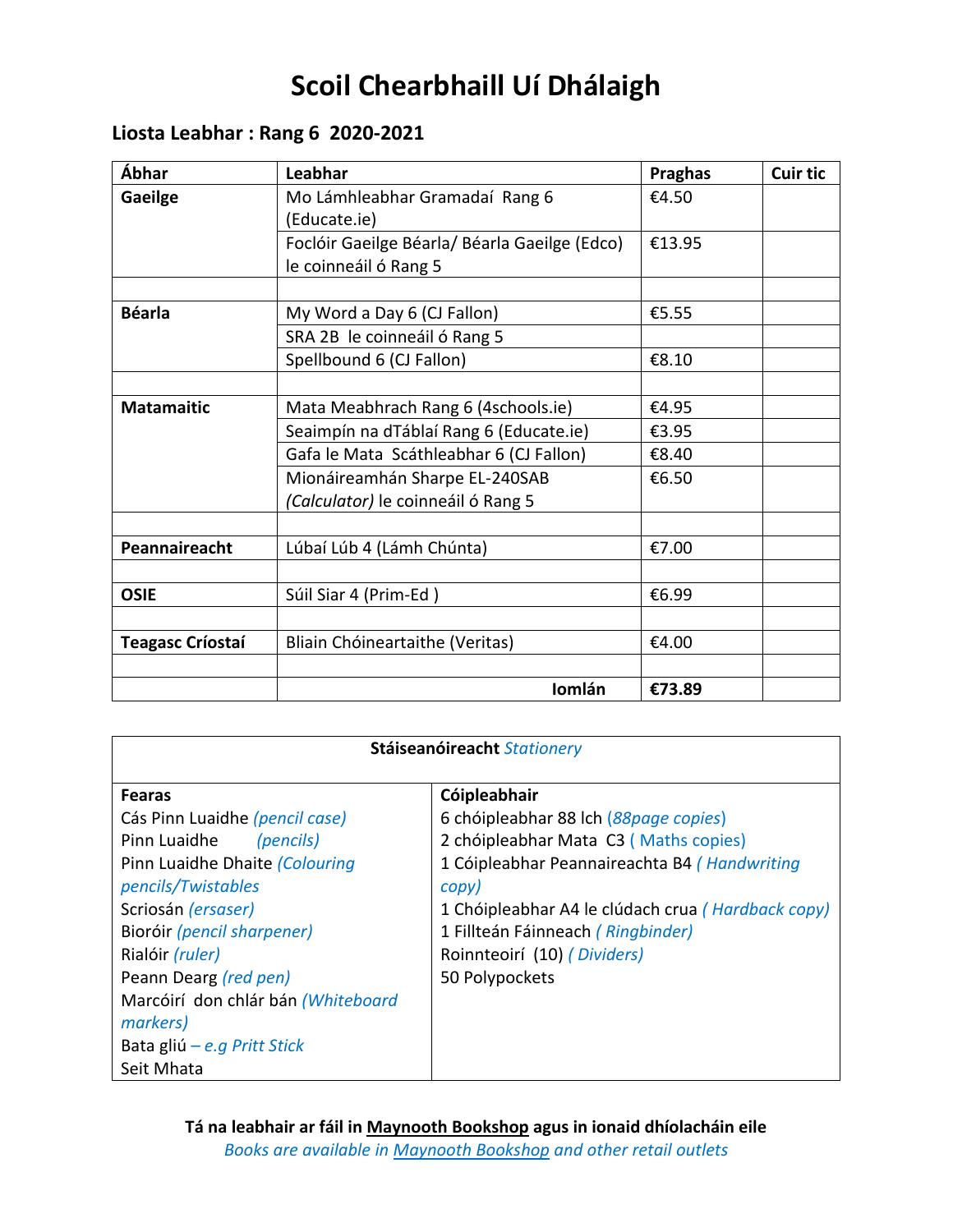# Scoil Chearbhaill Uí Dhálaigh

## Liosta Leabhar : Rang 6 2020-2021

| Ábhar | Leabhar | Praghas | Cuir tic |
|---|---|---|---|
| **Gaeilge** | Mo Lámhleabhar Gramadaí Rang 6 (Educate.ie) | €4.50 | |
| | Foclóir Gaeilge Béarla/ Béarla Gaeilge (Edco) le coinneáil ó Rang 5 | €13.95 | |
| | | | |
| **Béarla** | My Word a Day 6 (CJ Fallon) | €5.55 | |
| | SRA 2B le coinneáil ó Rang 5 | | |
| | Spellbound 6 (CJ Fallon) | €8.10 | |
| | | | |
| **Matamaitic** | Mata Meabhrach Rang 6 (4schools.ie) | €4.95 | |
| | Seaimpín na dTáblaí Rang 6 (Educate.ie) | €3.95 | |
| | Gafa le Mata Scáthleabhar 6 (CJ Fallon) | €8.40 | |
| | Mionáireamhán Sharpe EL-240SAB *(Calculator)* le coinneáil ó Rang 5 | €6.50 | |
| | | | |
| **Peannaireacht** | Lúbaí Lúb 4 (Lámh Chúnta) | €7.00 | |
| | | | |
| **OSIE** | Súil Siar 4 (Prim-Ed ) | €6.99 | |
| | | | |
| **Teagasc Críostaí** | Bliain Chóineartaithe (Veritas) | €4.00 | |
| | | | |
| | **Iomlán** | **€73.89** | |

**Stáiseanóireacht** *Stationery*

| **Fearas** | **Cóipleabhair** |
|---|---|
| Cás Pinn Luaidhe *(pencil case)* | 6 chóipleabhar 88 lch (*88page copies*) |
| Pinn Luaidhe *(pencils)* | 2 chóipleabhar Mata C3 ( Maths copies) |
| Pinn Luaidhe Dhaite *(Colouring pencils/Twistables* | 1 Cóipleabhar Peannaireachta B4 *( Handwriting copy)* |
| Scriosán *(ersaser)* | 1 Chóipleabhar A4 le clúdach crua *( Hardback copy)* |
| Bioróir *(pencil sharpener)* | 1 Fillteán Fáinneach *( Ringbinder)* |
| Rialóir *(ruler)* | Roinnteoirí (10) *( Dividers)* |
| Peann Dearg *(red pen)* | 50 Polypockets |
| Marcóirí don chlár bán *(Whiteboard markers)* | |
| Bata gliú *– e.g Pritt Stick* | |
| Seit Mhata | |

**Tá na leabhair ar fáil in Maynooth Bookshop agus in ionaid dhíolacháin eile**

*Books are available in Maynooth Bookshop and other retail outlets*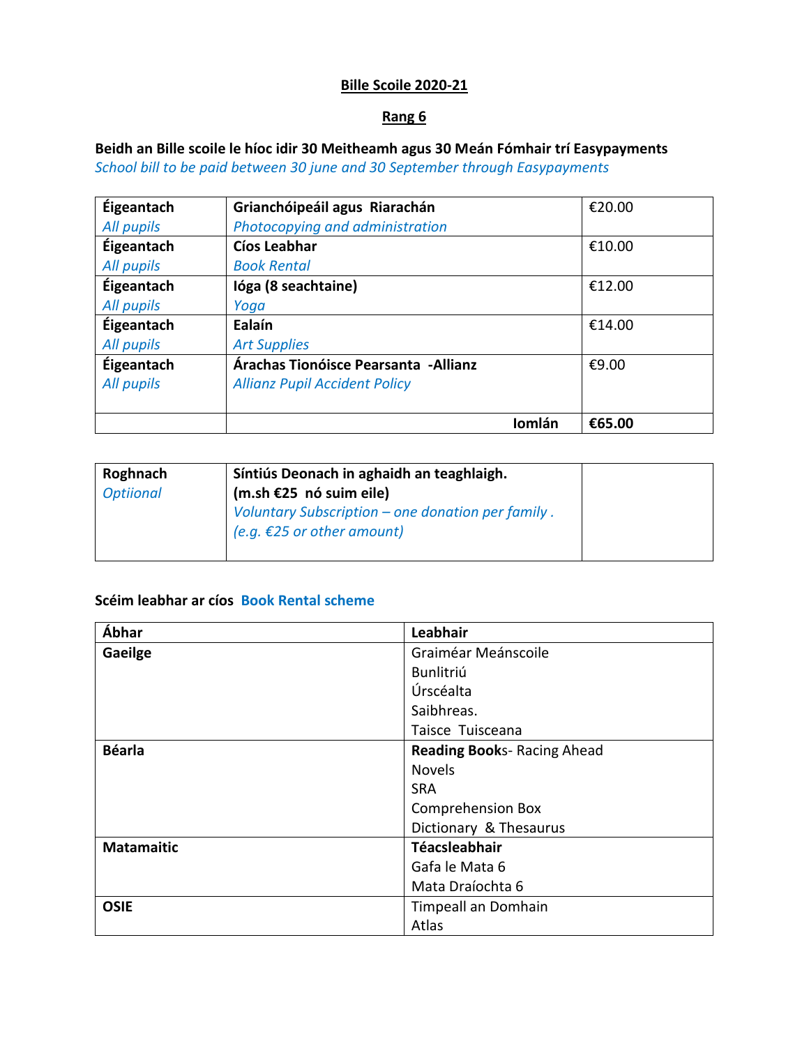**Bille Scoile 2020-21**

**Rang 6**

**Beidh an Bille scoile le híoc idir 30 Meitheamh agus 30 Meán Fómhair trí Easypayments**
*School bill to be paid between 30 june and 30 September through Easypayments*

| | | |
|---|---|---|
| **Éigeantach** *All pupils* | **Grianchóipeáil agus Riarachán** *Photocopying and administration* | €20.00 |
| **Éigeantach** *All pupils* | **Cíos Leabhar** *Book Rental* | €10.00 |
| **Éigeantach** *All pupils* | **Ióga (8 seachtaine)** *Yoga* | €12.00 |
| **Éigeantach** *All pupils* | **Ealaín** *Art Supplies* | €14.00 |
| **Éigeantach** *All pupils* | **Árachas Tionóisce Pearsanta -Allianz** *Allianz Pupil Accident Policy* | €9.00 |
| | **Iomlán** | **€65.00** |

| | | |
|---|---|---|
| **Roghnach** *Optiional* | **Síntiús Deonach in aghaidh an teaghlaigh. (m.sh €25 nó suim eile)** *Voluntary Subscription – one donation per family . (e.g. €25 or other amount)* | |

**Scéim leabhar ar cíos Book Rental scheme**

| Ábhar | Leabhair |
|---|---|
| **Gaeilge** | Graiméar Meánscoile<br>Bunlitriú<br>Úrscéalta<br>Saibhreas.<br>Taisce Tuisceana |
| **Béarla** | **Reading Book**s- Racing Ahead<br>Novels<br>SRA<br>Comprehension Box<br>Dictionary & Thesaurus |
| **Matamaitic** | **Téacsleabhair**<br>Gafa le Mata 6<br>Mata Draíochta 6 |
| **OSIE** | Timpeall an Domhain<br>Atlas |